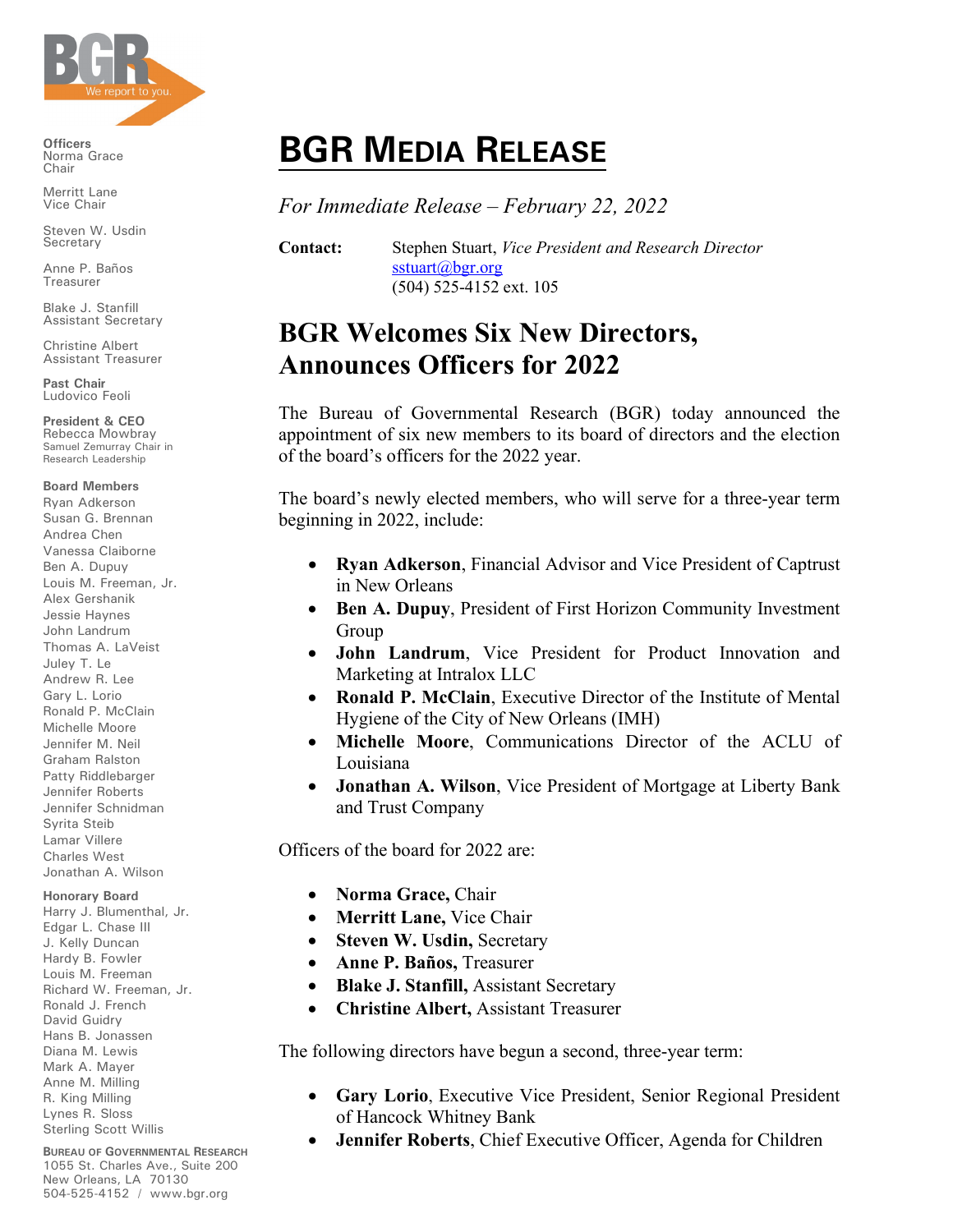BGR
We report to you.

**Officers**
Norma Grace
Chair

Merritt Lane
Vice Chair

Steven W. Usdin
Secretary

Anne P. Baños
Treasurer

Blake J. Stanfill
Assistant Secretary

Christine Albert
Assistant Treasurer

**Past Chair**
Ludovico Feoli

**President & CEO**
Rebecca Mowbray
Samuel Zemurray Chair in Research Leadership

**Board Members**
Ryan Adkerson
Susan G. Brennan
Andrea Chen
Vanessa Claiborne
Ben A. Dupuy
Louis M. Freeman, Jr.
Alex Gershanik
Jessie Haynes
John Landrum
Thomas A. LaVeist
Juley T. Le
Andrew R. Lee
Gary L. Lorio
Ronald P. McClain
Michelle Moore
Jennifer M. Neil
Graham Ralston
Patty Riddlebarger
Jennifer Roberts
Jennifer Schnidman
Syrita Steib
Lamar Villere
Charles West
Jonathan A. Wilson

**Honorary Board**
Harry J. Blumenthal, Jr.
Edgar L. Chase III
J. Kelly Duncan
Hardy B. Fowler
Louis M. Freeman
Richard W. Freeman, Jr.
Ronald J. French
David Guidry
Hans B. Jonassen
Diana M. Lewis
Mark A. Mayer
Anne M. Milling
R. King Milling
Lynes R. Sloss
Sterling Scott Willis

**BUREAU OF GOVERNMENTAL RESEARCH**
1055 St. Charles Ave., Suite 200
New Orleans, LA 70130
504-525-4152 / www.bgr.org

# BGR MEDIA RELEASE

*For Immediate Release – February 22, 2022*

**Contact:** Stephen Stuart, *Vice President and Research Director*
sstuart@bgr.org
(504) 525-4152 ext. 105

## BGR Welcomes Six New Directors, Announces Officers for 2022

The Bureau of Governmental Research (BGR) today announced the appointment of six new members to its board of directors and the election of the board's officers for the 2022 year.

The board's newly elected members, who will serve for a three-year term beginning in 2022, include:

- **Ryan Adkerson**, Financial Advisor and Vice President of Captrust in New Orleans
- **Ben A. Dupuy**, President of First Horizon Community Investment Group
- **John Landrum**, Vice President for Product Innovation and Marketing at Intralox LLC
- **Ronald P. McClain**, Executive Director of the Institute of Mental Hygiene of the City of New Orleans (IMH)
- **Michelle Moore**, Communications Director of the ACLU of Louisiana
- **Jonathan A. Wilson**, Vice President of Mortgage at Liberty Bank and Trust Company

Officers of the board for 2022 are:

- **Norma Grace,** Chair
- **Merritt Lane,** Vice Chair
- **Steven W. Usdin,** Secretary
- **Anne P. Baños,** Treasurer
- **Blake J. Stanfill,** Assistant Secretary
- **Christine Albert,** Assistant Treasurer

The following directors have begun a second, three-year term:

- **Gary Lorio**, Executive Vice President, Senior Regional President of Hancock Whitney Bank
- **Jennifer Roberts**, Chief Executive Officer, Agenda for Children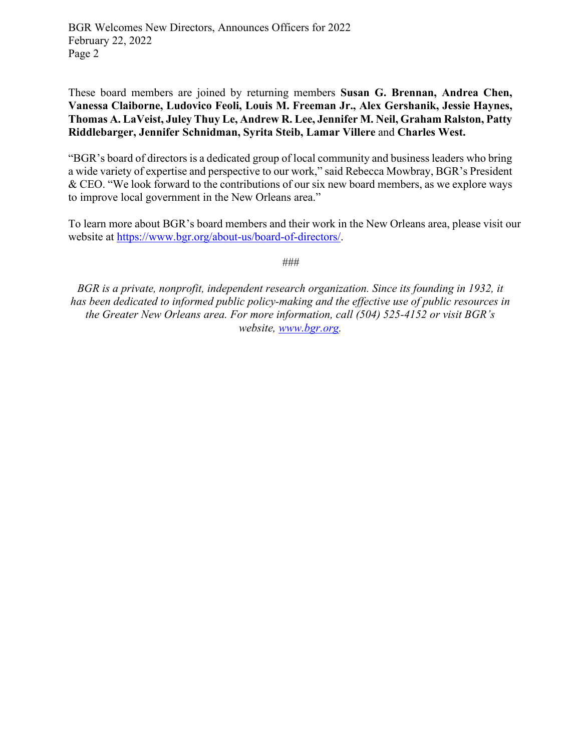These board members are joined by returning members **Susan G. Brennan, Andrea Chen, Vanessa Claiborne, Ludovico Feoli, Louis M. Freeman Jr., Alex Gershanik, Jessie Haynes, Thomas A. LaVeist, Juley Thuy Le, Andrew R. Lee, Jennifer M. Neil, Graham Ralston, Patty Riddlebarger, Jennifer Schnidman, Syrita Steib, Lamar Villere** and **Charles West.**

"BGR's board of directors is a dedicated group of local community and business leaders who bring a wide variety of expertise and perspective to our work," said Rebecca Mowbray, BGR's President & CEO. "We look forward to the contributions of our six new board members, as we explore ways to improve local government in the New Orleans area."

To learn more about BGR's board members and their work in the New Orleans area, please visit our website at https://www.bgr.org/about-us/board-of-directors/.

###

*BGR is a private, nonprofit, independent research organization. Since its founding in 1932, it has been dedicated to informed public policy-making and the effective use of public resources in the Greater New Orleans area. For more information, call (504) 525-4152 or visit BGR's website, www.bgr.org.*